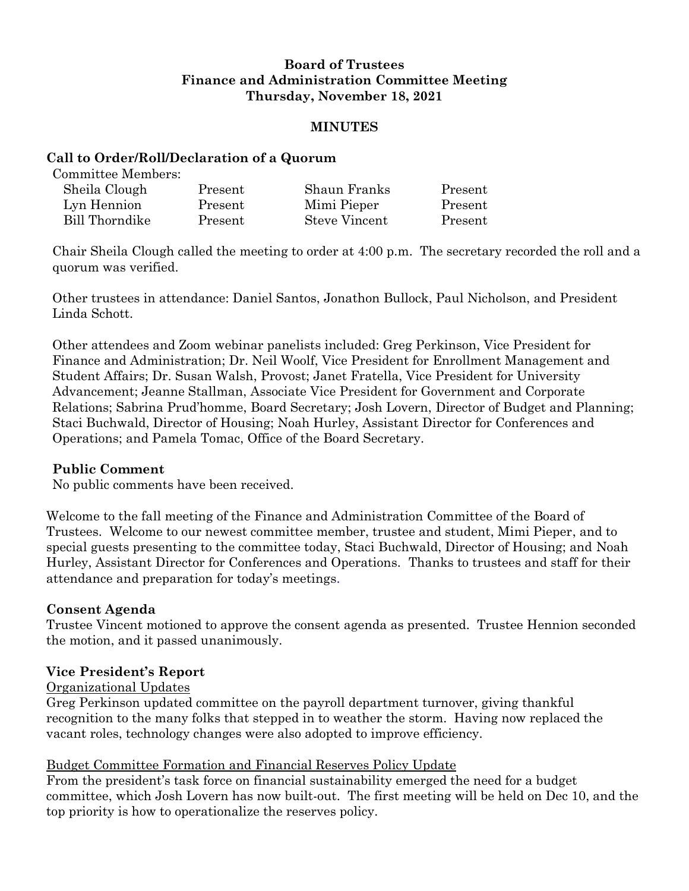**Board of Trustees**
**Finance and Administration Committee Meeting**
**Thursday, November 18, 2021**

**MINUTES**

## Call to Order/Roll/Declaration of a Quorum

Committee Members:

| | | | |
|---|---|---|---|
| Sheila Clough | Present | Shaun Franks | Present |
| Lyn Hennion | Present | Mimi Pieper | Present |
| Bill Thorndike | Present | Steve Vincent | Present |

Chair Sheila Clough called the meeting to order at 4:00 p.m. The secretary recorded the roll and a quorum was verified.

Other trustees in attendance: Daniel Santos, Jonathon Bullock, Paul Nicholson, and President Linda Schott.

Other attendees and Zoom webinar panelists included: Greg Perkinson, Vice President for Finance and Administration; Dr. Neil Woolf, Vice President for Enrollment Management and Student Affairs; Dr. Susan Walsh, Provost; Janet Fratella, Vice President for University Advancement; Jeanne Stallman, Associate Vice President for Government and Corporate Relations; Sabrina Prud'homme, Board Secretary; Josh Lovern, Director of Budget and Planning; Staci Buchwald, Director of Housing; Noah Hurley, Assistant Director for Conferences and Operations; and Pamela Tomac, Office of the Board Secretary.

## Public Comment

No public comments have been received.

Welcome to the fall meeting of the Finance and Administration Committee of the Board of Trustees. Welcome to our newest committee member, trustee and student, Mimi Pieper, and to special guests presenting to the committee today, Staci Buchwald, Director of Housing; and Noah Hurley, Assistant Director for Conferences and Operations. Thanks to trustees and staff for their attendance and preparation for today's meetings.

## Consent Agenda

Trustee Vincent motioned to approve the consent agenda as presented. Trustee Hennion seconded the motion, and it passed unanimously.

## Vice President's Report

Organizational Updates

Greg Perkinson updated committee on the payroll department turnover, giving thankful recognition to the many folks that stepped in to weather the storm. Having now replaced the vacant roles, technology changes were also adopted to improve efficiency.

Budget Committee Formation and Financial Reserves Policy Update

From the president's task force on financial sustainability emerged the need for a budget committee, which Josh Lovern has now built-out. The first meeting will be held on Dec 10, and the top priority is how to operationalize the reserves policy.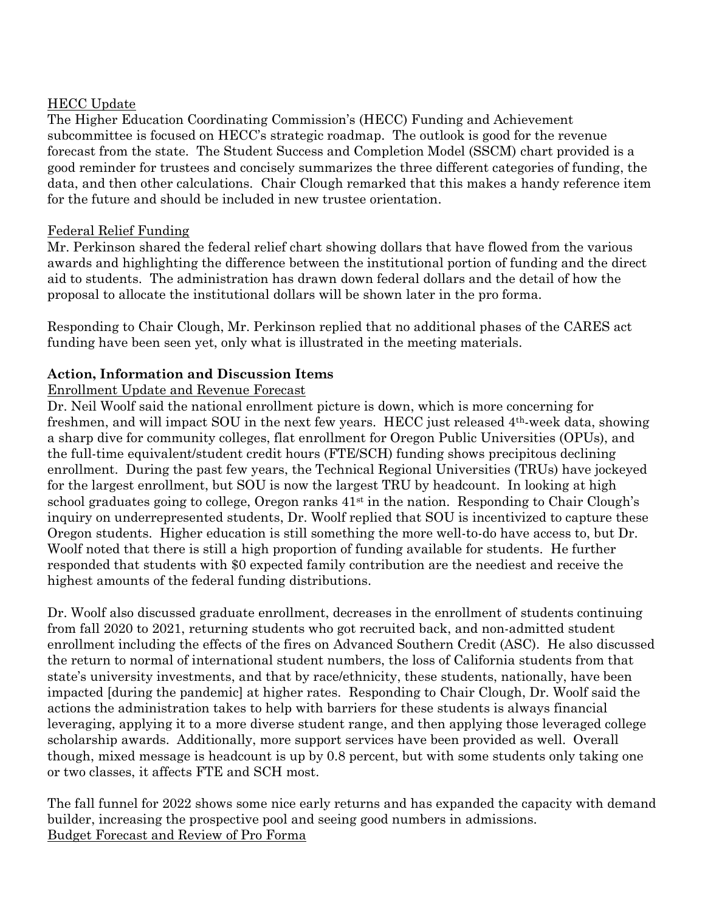<u>HECC Update</u>

The Higher Education Coordinating Commission's (HECC) Funding and Achievement subcommittee is focused on HECC's strategic roadmap. The outlook is good for the revenue forecast from the state. The Student Success and Completion Model (SSCM) chart provided is a good reminder for trustees and concisely summarizes the three different categories of funding, the data, and then other calculations. Chair Clough remarked that this makes a handy reference item for the future and should be included in new trustee orientation.

<u>Federal Relief Funding</u>

Mr. Perkinson shared the federal relief chart showing dollars that have flowed from the various awards and highlighting the difference between the institutional portion of funding and the direct aid to students. The administration has drawn down federal dollars and the detail of how the proposal to allocate the institutional dollars will be shown later in the pro forma.

Responding to Chair Clough, Mr. Perkinson replied that no additional phases of the CARES act funding have been seen yet, only what is illustrated in the meeting materials.

**Action, Information and Discussion Items**

<u>Enrollment Update and Revenue Forecast</u>

Dr. Neil Woolf said the national enrollment picture is down, which is more concerning for freshmen, and will impact SOU in the next few years. HECC just released 4th-week data, showing a sharp dive for community colleges, flat enrollment for Oregon Public Universities (OPUs), and the full-time equivalent/student credit hours (FTE/SCH) funding shows precipitous declining enrollment. During the past few years, the Technical Regional Universities (TRUs) have jockeyed for the largest enrollment, but SOU is now the largest TRU by headcount. In looking at high school graduates going to college, Oregon ranks 41st in the nation. Responding to Chair Clough's inquiry on underrepresented students, Dr. Woolf replied that SOU is incentivized to capture these Oregon students. Higher education is still something the more well-to-do have access to, but Dr. Woolf noted that there is still a high proportion of funding available for students. He further responded that students with $0 expected family contribution are the neediest and receive the highest amounts of the federal funding distributions.

Dr. Woolf also discussed graduate enrollment, decreases in the enrollment of students continuing from fall 2020 to 2021, returning students who got recruited back, and non-admitted student enrollment including the effects of the fires on Advanced Southern Credit (ASC). He also discussed the return to normal of international student numbers, the loss of California students from that state's university investments, and that by race/ethnicity, these students, nationally, have been impacted [during the pandemic] at higher rates. Responding to Chair Clough, Dr. Woolf said the actions the administration takes to help with barriers for these students is always financial leveraging, applying it to a more diverse student range, and then applying those leveraged college scholarship awards. Additionally, more support services have been provided as well. Overall though, mixed message is headcount is up by 0.8 percent, but with some students only taking one or two classes, it affects FTE and SCH most.

The fall funnel for 2022 shows some nice early returns and has expanded the capacity with demand builder, increasing the prospective pool and seeing good numbers in admissions.

<u>Budget Forecast and Review of Pro Forma</u>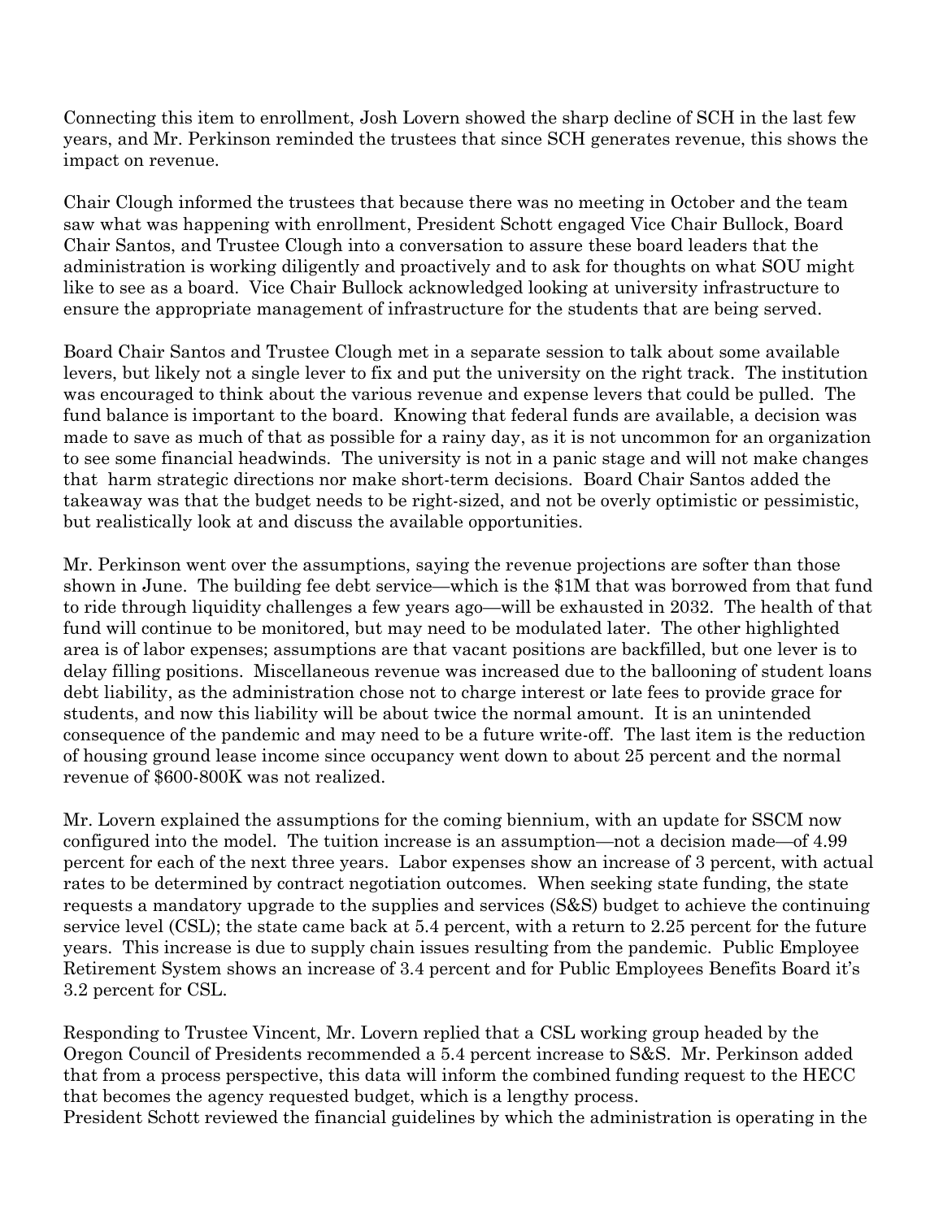Connecting this item to enrollment, Josh Lovern showed the sharp decline of SCH in the last few years, and Mr. Perkinson reminded the trustees that since SCH generates revenue, this shows the impact on revenue.

Chair Clough informed the trustees that because there was no meeting in October and the team saw what was happening with enrollment, President Schott engaged Vice Chair Bullock, Board Chair Santos, and Trustee Clough into a conversation to assure these board leaders that the administration is working diligently and proactively and to ask for thoughts on what SOU might like to see as a board. Vice Chair Bullock acknowledged looking at university infrastructure to ensure the appropriate management of infrastructure for the students that are being served.

Board Chair Santos and Trustee Clough met in a separate session to talk about some available levers, but likely not a single lever to fix and put the university on the right track. The institution was encouraged to think about the various revenue and expense levers that could be pulled. The fund balance is important to the board. Knowing that federal funds are available, a decision was made to save as much of that as possible for a rainy day, as it is not uncommon for an organization to see some financial headwinds. The university is not in a panic stage and will not make changes that harm strategic directions nor make short-term decisions. Board Chair Santos added the takeaway was that the budget needs to be right-sized, and not be overly optimistic or pessimistic, but realistically look at and discuss the available opportunities.

Mr. Perkinson went over the assumptions, saying the revenue projections are softer than those shown in June. The building fee debt service—which is the $1M that was borrowed from that fund to ride through liquidity challenges a few years ago—will be exhausted in 2032. The health of that fund will continue to be monitored, but may need to be modulated later. The other highlighted area is of labor expenses; assumptions are that vacant positions are backfilled, but one lever is to delay filling positions. Miscellaneous revenue was increased due to the ballooning of student loans debt liability, as the administration chose not to charge interest or late fees to provide grace for students, and now this liability will be about twice the normal amount. It is an unintended consequence of the pandemic and may need to be a future write-off. The last item is the reduction of housing ground lease income since occupancy went down to about 25 percent and the normal revenue of $600-800K was not realized.

Mr. Lovern explained the assumptions for the coming biennium, with an update for SSCM now configured into the model. The tuition increase is an assumption—not a decision made—of 4.99 percent for each of the next three years. Labor expenses show an increase of 3 percent, with actual rates to be determined by contract negotiation outcomes. When seeking state funding, the state requests a mandatory upgrade to the supplies and services (S&S) budget to achieve the continuing service level (CSL); the state came back at 5.4 percent, with a return to 2.25 percent for the future years. This increase is due to supply chain issues resulting from the pandemic. Public Employee Retirement System shows an increase of 3.4 percent and for Public Employees Benefits Board it's 3.2 percent for CSL.

Responding to Trustee Vincent, Mr. Lovern replied that a CSL working group headed by the Oregon Council of Presidents recommended a 5.4 percent increase to S&S. Mr. Perkinson added that from a process perspective, this data will inform the combined funding request to the HECC that becomes the agency requested budget, which is a lengthy process.
President Schott reviewed the financial guidelines by which the administration is operating in the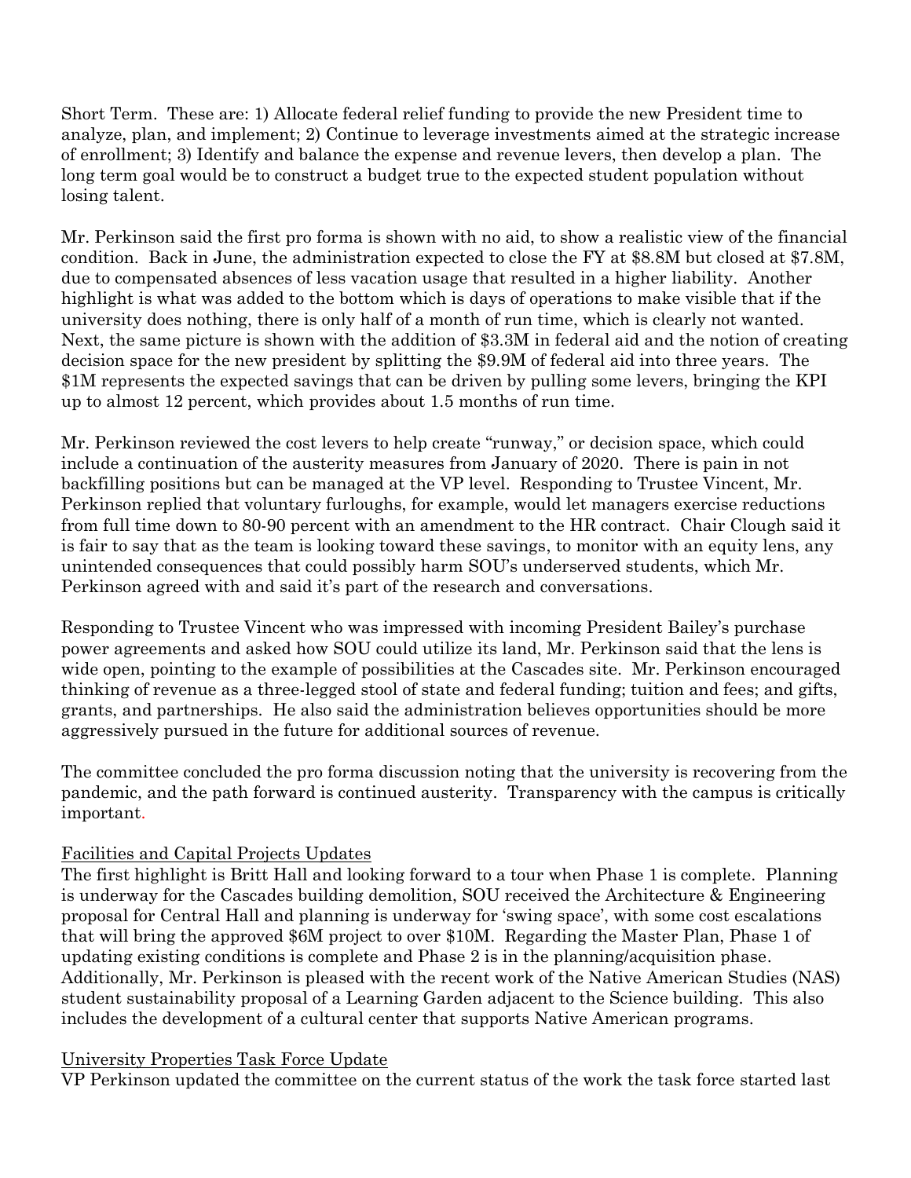Short Term. These are: 1) Allocate federal relief funding to provide the new President time to analyze, plan, and implement; 2) Continue to leverage investments aimed at the strategic increase of enrollment; 3) Identify and balance the expense and revenue levers, then develop a plan. The long term goal would be to construct a budget true to the expected student population without losing talent.

Mr. Perkinson said the first pro forma is shown with no aid, to show a realistic view of the financial condition. Back in June, the administration expected to close the FY at $8.8M but closed at $7.8M, due to compensated absences of less vacation usage that resulted in a higher liability. Another highlight is what was added to the bottom which is days of operations to make visible that if the university does nothing, there is only half of a month of run time, which is clearly not wanted. Next, the same picture is shown with the addition of $3.3M in federal aid and the notion of creating decision space for the new president by splitting the $9.9M of federal aid into three years. The $1M represents the expected savings that can be driven by pulling some levers, bringing the KPI up to almost 12 percent, which provides about 1.5 months of run time.

Mr. Perkinson reviewed the cost levers to help create "runway," or decision space, which could include a continuation of the austerity measures from January of 2020. There is pain in not backfilling positions but can be managed at the VP level. Responding to Trustee Vincent, Mr. Perkinson replied that voluntary furloughs, for example, would let managers exercise reductions from full time down to 80-90 percent with an amendment to the HR contract. Chair Clough said it is fair to say that as the team is looking toward these savings, to monitor with an equity lens, any unintended consequences that could possibly harm SOU's underserved students, which Mr. Perkinson agreed with and said it's part of the research and conversations.

Responding to Trustee Vincent who was impressed with incoming President Bailey's purchase power agreements and asked how SOU could utilize its land, Mr. Perkinson said that the lens is wide open, pointing to the example of possibilities at the Cascades site. Mr. Perkinson encouraged thinking of revenue as a three-legged stool of state and federal funding; tuition and fees; and gifts, grants, and partnerships. He also said the administration believes opportunities should be more aggressively pursued in the future for additional sources of revenue.

The committee concluded the pro forma discussion noting that the university is recovering from the pandemic, and the path forward is continued austerity. Transparency with the campus is critically important.

<u>Facilities and Capital Projects Updates</u>

The first highlight is Britt Hall and looking forward to a tour when Phase 1 is complete. Planning is underway for the Cascades building demolition, SOU received the Architecture & Engineering proposal for Central Hall and planning is underway for 'swing space', with some cost escalations that will bring the approved $6M project to over $10M. Regarding the Master Plan, Phase 1 of updating existing conditions is complete and Phase 2 is in the planning/acquisition phase. Additionally, Mr. Perkinson is pleased with the recent work of the Native American Studies (NAS) student sustainability proposal of a Learning Garden adjacent to the Science building. This also includes the development of a cultural center that supports Native American programs.

<u>University Properties Task Force Update</u>

VP Perkinson updated the committee on the current status of the work the task force started last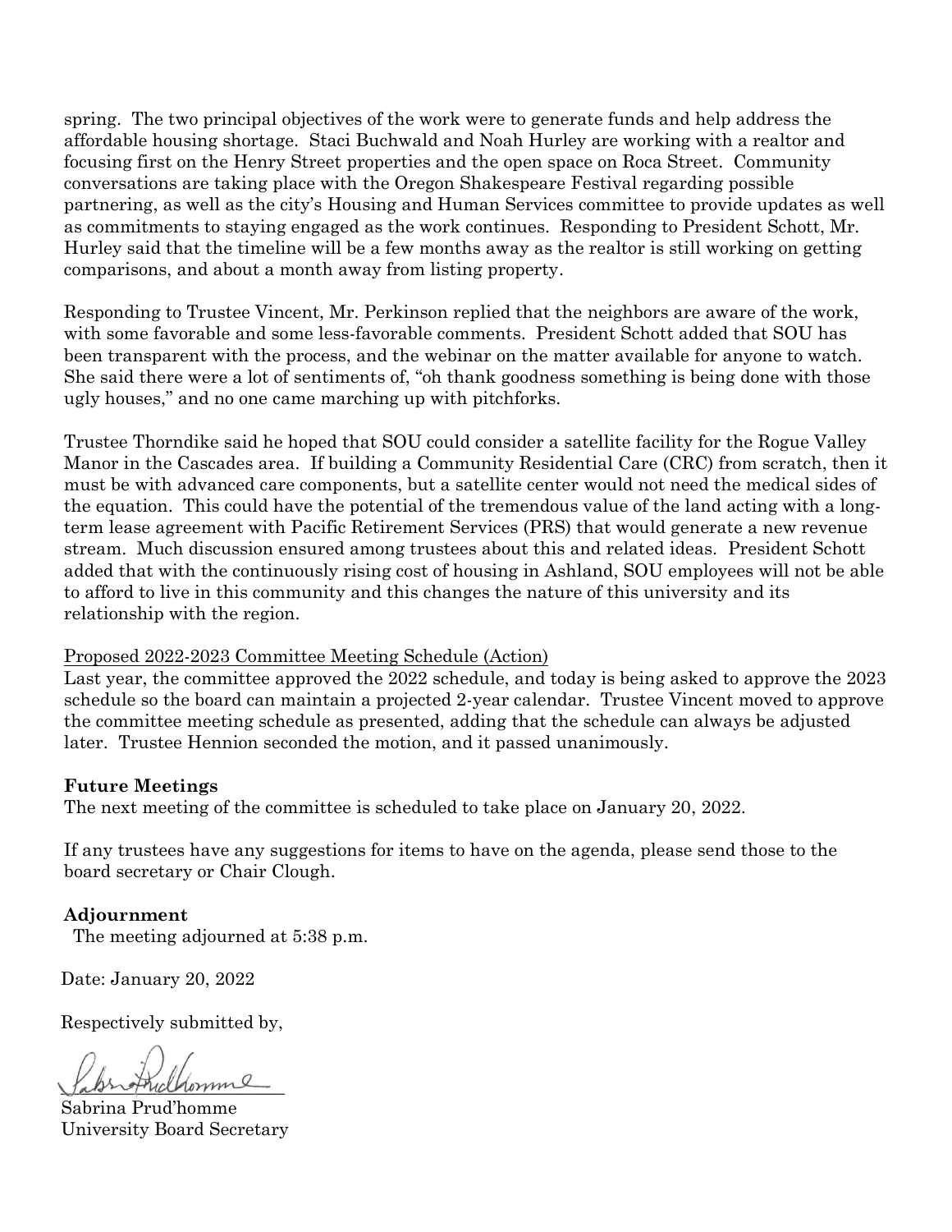spring. The two principal objectives of the work were to generate funds and help address the affordable housing shortage. Staci Buchwald and Noah Hurley are working with a realtor and focusing first on the Henry Street properties and the open space on Roca Street. Community conversations are taking place with the Oregon Shakespeare Festival regarding possible partnering, as well as the city's Housing and Human Services committee to provide updates as well as commitments to staying engaged as the work continues. Responding to President Schott, Mr. Hurley said that the timeline will be a few months away as the realtor is still working on getting comparisons, and about a month away from listing property.

Responding to Trustee Vincent, Mr. Perkinson replied that the neighbors are aware of the work, with some favorable and some less-favorable comments. President Schott added that SOU has been transparent with the process, and the webinar on the matter available for anyone to watch. She said there were a lot of sentiments of, "oh thank goodness something is being done with those ugly houses," and no one came marching up with pitchforks.

Trustee Thorndike said he hoped that SOU could consider a satellite facility for the Rogue Valley Manor in the Cascades area. If building a Community Residential Care (CRC) from scratch, then it must be with advanced care components, but a satellite center would not need the medical sides of the equation. This could have the potential of the tremendous value of the land acting with a long-term lease agreement with Pacific Retirement Services (PRS) that would generate a new revenue stream. Much discussion ensured among trustees about this and related ideas. President Schott added that with the continuously rising cost of housing in Ashland, SOU employees will not be able to afford to live in this community and this changes the nature of this university and its relationship with the region.

Proposed 2022-2023 Committee Meeting Schedule (Action)

Last year, the committee approved the 2022 schedule, and today is being asked to approve the 2023 schedule so the board can maintain a projected 2-year calendar. Trustee Vincent moved to approve the committee meeting schedule as presented, adding that the schedule can always be adjusted later. Trustee Hennion seconded the motion, and it passed unanimously.

**Future Meetings**

The next meeting of the committee is scheduled to take place on January 20, 2022.

If any trustees have any suggestions for items to have on the agenda, please send those to the board secretary or Chair Clough.

**Adjournment**

The meeting adjourned at 5:38 p.m.

Date: January 20, 2022

Respectively submitted by,

Sabrina Prud'homme
University Board Secretary